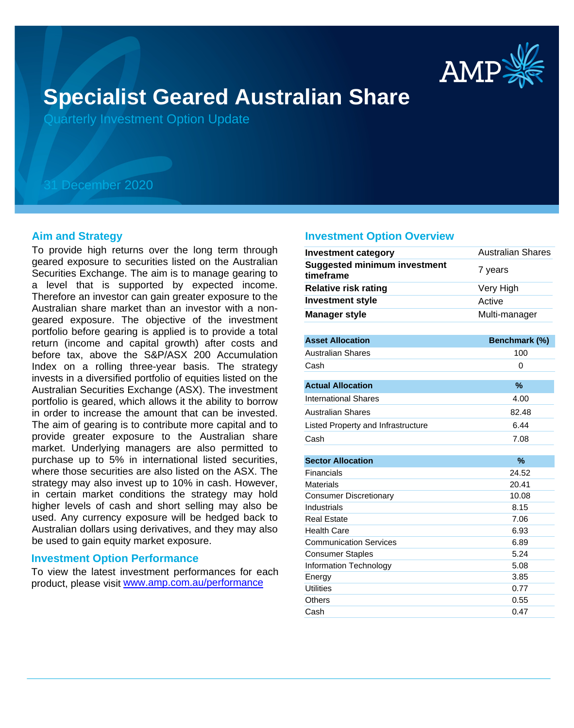# Specialist Geared Australian Share

Quarterly Investment Option Update

31 December 2020

## Aim and Strategy

To provide high returns over the long term through geared exposure to securities listed on the Australian Securities Exchange. The aim is to manage gearing to a level that is supported by expected income. Therefore an investor can gain greater exposure to the Australian share market than an investor with a non-geared exposure. The objective of the investment portfolio before gearing is applied is to provide a total return (income and capital growth) after costs and before tax, above the S&P/ASX 200 Accumulation Index on a rolling three-year basis. The strategy invests in a diversified portfolio of equities listed on the Australian Securities Exchange (ASX). The investment portfolio is geared, which allows it the ability to borrow in order to increase the amount that can be invested. The aim of gearing is to contribute more capital and to provide greater exposure to the Australian share market. Underlying managers are also permitted to purchase up to 5% in international listed securities, where those securities are also listed on the ASX. The strategy may also invest up to 10% in cash. However, in certain market conditions the strategy may hold higher levels of cash and short selling may also be used. Any currency exposure will be hedged back to Australian dollars using derivatives, and they may also be used to gain equity market exposure.

## Investment Option Performance

To view the latest investment performances for each product, please visit www.amp.com.au/performance

## Investment Option Overview

| | |
|---|---|
| **Investment category** | Australian Shares |
| **Suggested minimum investment timeframe** | 7 years |
| **Relative risk rating** | Very High |
| **Investment style** | Active |
| **Manager style** | Multi-manager |

| Asset Allocation | Benchmark (%) |
|---|---|
| Australian Shares | 100 |
| Cash | 0 |

| Actual Allocation | % |
|---|---|
| International Shares | 4.00 |
| Australian Shares | 82.48 |
| Listed Property and Infrastructure | 6.44 |
| Cash | 7.08 |

| Sector Allocation | % |
|---|---|
| Financials | 24.52 |
| Materials | 20.41 |
| Consumer Discretionary | 10.08 |
| Industrials | 8.15 |
| Real Estate | 7.06 |
| Health Care | 6.93 |
| Communication Services | 6.89 |
| Consumer Staples | 5.24 |
| Information Technology | 5.08 |
| Energy | 3.85 |
| Utilities | 0.77 |
| Others | 0.55 |
| Cash | 0.47 |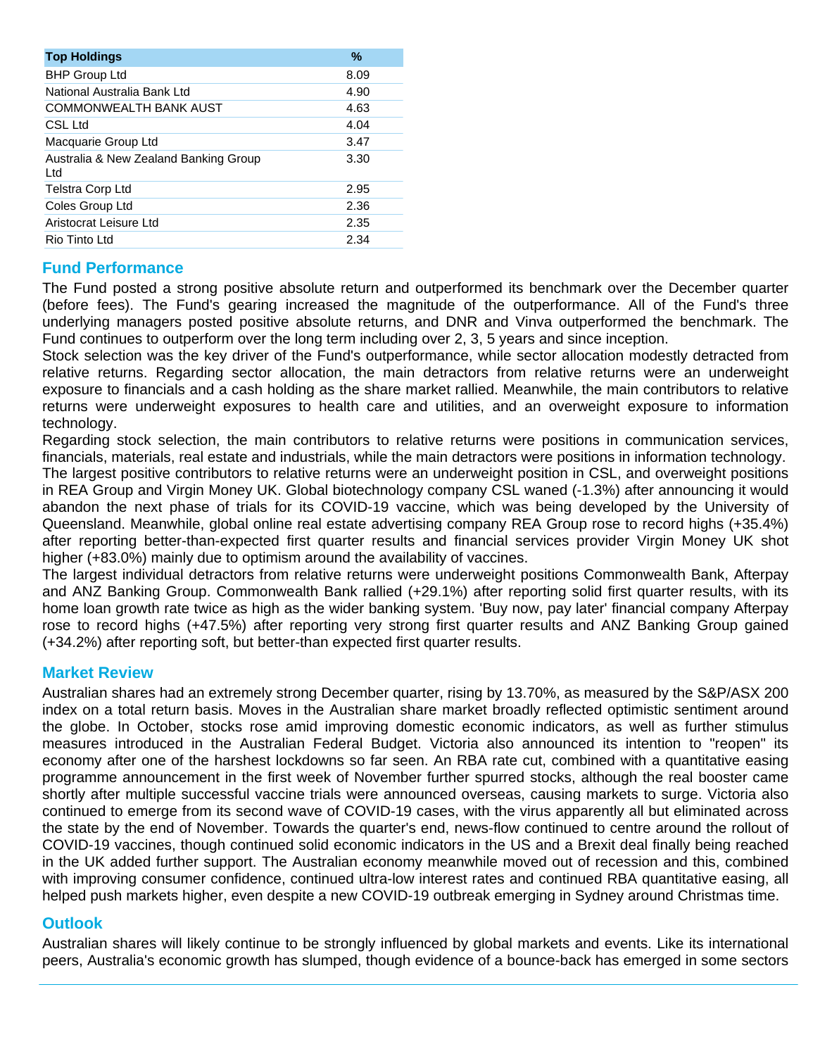| Top Holdings | % |
|---|---|
| BHP Group Ltd | 8.09 |
| National Australia Bank Ltd | 4.90 |
| COMMONWEALTH BANK AUST | 4.63 |
| CSL Ltd | 4.04 |
| Macquarie Group Ltd | 3.47 |
| Australia & New Zealand Banking Group Ltd | 3.30 |
| Telstra Corp Ltd | 2.95 |
| Coles Group Ltd | 2.36 |
| Aristocrat Leisure Ltd | 2.35 |
| Rio Tinto Ltd | 2.34 |

## Fund Performance

The Fund posted a strong positive absolute return and outperformed its benchmark over the December quarter (before fees). The Fund's gearing increased the magnitude of the outperformance. All of the Fund's three underlying managers posted positive absolute returns, and DNR and Vinva outperformed the benchmark. The Fund continues to outperform over the long term including over 2, 3, 5 years and since inception.

Stock selection was the key driver of the Fund's outperformance, while sector allocation modestly detracted from relative returns. Regarding sector allocation, the main detractors from relative returns were an underweight exposure to financials and a cash holding as the share market rallied. Meanwhile, the main contributors to relative returns were underweight exposures to health care and utilities, and an overweight exposure to information technology.

Regarding stock selection, the main contributors to relative returns were positions in communication services, financials, materials, real estate and industrials, while the main detractors were positions in information technology.

The largest positive contributors to relative returns were an underweight position in CSL, and overweight positions in REA Group and Virgin Money UK. Global biotechnology company CSL waned (-1.3%) after announcing it would abandon the next phase of trials for its COVID-19 vaccine, which was being developed by the University of Queensland. Meanwhile, global online real estate advertising company REA Group rose to record highs (+35.4%) after reporting better-than-expected first quarter results and financial services provider Virgin Money UK shot higher (+83.0%) mainly due to optimism around the availability of vaccines.

The largest individual detractors from relative returns were underweight positions Commonwealth Bank, Afterpay and ANZ Banking Group. Commonwealth Bank rallied (+29.1%) after reporting solid first quarter results, with its home loan growth rate twice as high as the wider banking system. 'Buy now, pay later' financial company Afterpay rose to record highs (+47.5%) after reporting very strong first quarter results and ANZ Banking Group gained (+34.2%) after reporting soft, but better-than expected first quarter results.

## Market Review

Australian shares had an extremely strong December quarter, rising by 13.70%, as measured by the S&P/ASX 200 index on a total return basis. Moves in the Australian share market broadly reflected optimistic sentiment around the globe. In October, stocks rose amid improving domestic economic indicators, as well as further stimulus measures introduced in the Australian Federal Budget. Victoria also announced its intention to "reopen" its economy after one of the harshest lockdowns so far seen. An RBA rate cut, combined with a quantitative easing programme announcement in the first week of November further spurred stocks, although the real booster came shortly after multiple successful vaccine trials were announced overseas, causing markets to surge. Victoria also continued to emerge from its second wave of COVID-19 cases, with the virus apparently all but eliminated across the state by the end of November. Towards the quarter's end, news-flow continued to centre around the rollout of COVID-19 vaccines, though continued solid economic indicators in the US and a Brexit deal finally being reached in the UK added further support. The Australian economy meanwhile moved out of recession and this, combined with improving consumer confidence, continued ultra-low interest rates and continued RBA quantitative easing, all helped push markets higher, even despite a new COVID-19 outbreak emerging in Sydney around Christmas time.

## Outlook

Australian shares will likely continue to be strongly influenced by global markets and events. Like its international peers, Australia's economic growth has slumped, though evidence of a bounce-back has emerged in some sectors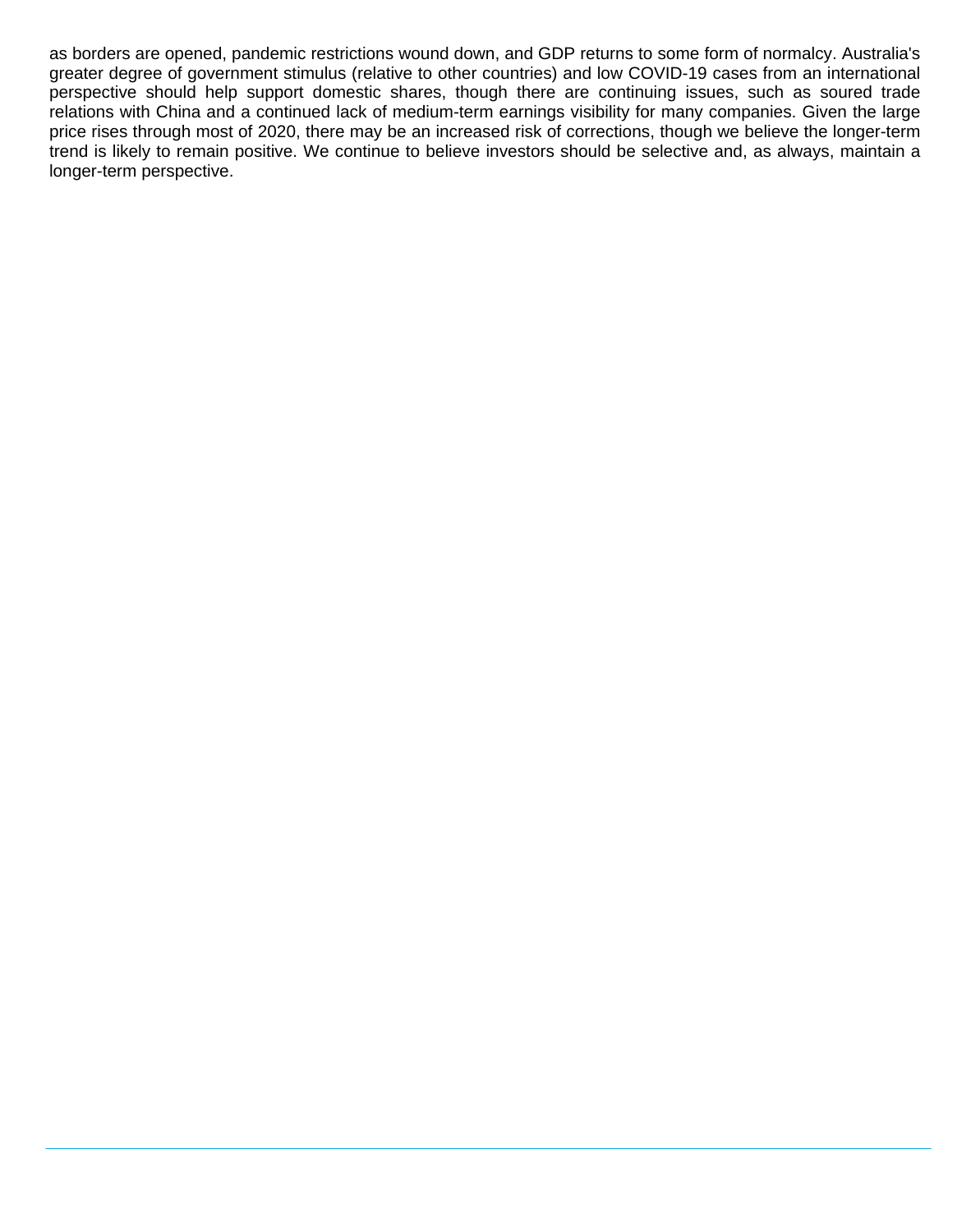as borders are opened, pandemic restrictions wound down, and GDP returns to some form of normalcy. Australia's greater degree of government stimulus (relative to other countries) and low COVID-19 cases from an international perspective should help support domestic shares, though there are continuing issues, such as soured trade relations with China and a continued lack of medium-term earnings visibility for many companies. Given the large price rises through most of 2020, there may be an increased risk of corrections, though we believe the longer-term trend is likely to remain positive. We continue to believe investors should be selective and, as always, maintain a longer-term perspective.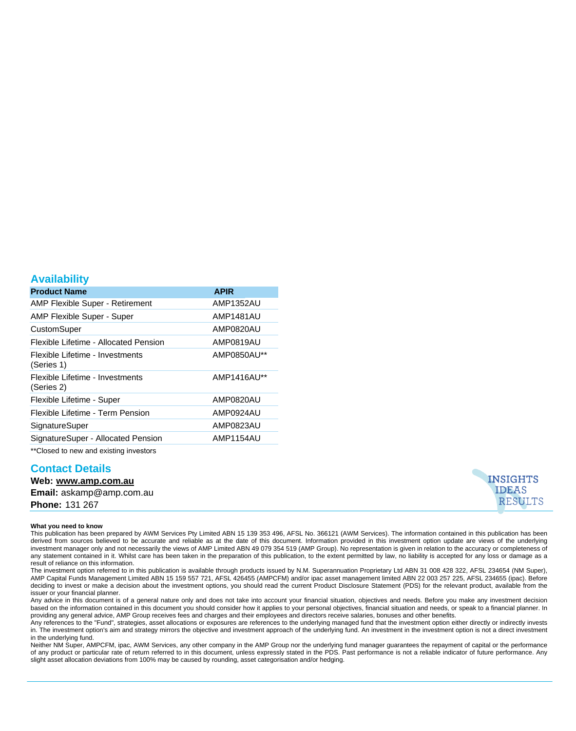## Availability

| Product Name | APIR |
|---|---|
| AMP Flexible Super - Retirement | AMP1352AU |
| AMP Flexible Super - Super | AMP1481AU |
| CustomSuper | AMP0820AU |
| Flexible Lifetime - Allocated Pension | AMP0819AU |
| Flexible Lifetime - Investments (Series 1) | AMP0850AU** |
| Flexible Lifetime - Investments (Series 2) | AMP1416AU** |
| Flexible Lifetime - Super | AMP0820AU |
| Flexible Lifetime - Term Pension | AMP0924AU |
| SignatureSuper | AMP0823AU |
| SignatureSuper - Allocated Pension | AMP1154AU |

**Closed to new and existing investors

## Contact Details

**Web:** **www.amp.com.au**
**Email:** askamp@amp.com.au
**Phone:** 131 267

INSIGHTS
IDEAS
RESULTS

**What you need to know**

This publication has been prepared by AWM Services Pty Limited ABN 15 139 353 496, AFSL No. 366121 (AWM Services). The information contained in this publication has been derived from sources believed to be accurate and reliable as at the date of this document. Information provided in this investment option update are views of the underlying investment manager only and not necessarily the views of AMP Limited ABN 49 079 354 519 (AMP Group). No representation is given in relation to the accuracy or completeness of any statement contained in it. Whilst care has been taken in the preparation of this publication, to the extent permitted by law, no liability is accepted for any loss or damage as a result of reliance on this information.

The investment option referred to in this publication is available through products issued by N.M. Superannuation Proprietary Ltd ABN 31 008 428 322, AFSL 234654 (NM Super), AMP Capital Funds Management Limited ABN 15 159 557 721, AFSL 426455 (AMPCFM) and/or ipac asset management limited ABN 22 003 257 225, AFSL 234655 (ipac). Before deciding to invest or make a decision about the investment options, you should read the current Product Disclosure Statement (PDS) for the relevant product, available from the issuer or your financial planner.

Any advice in this document is of a general nature only and does not take into account your financial situation, objectives and needs. Before you make any investment decision based on the information contained in this document you should consider how it applies to your personal objectives, financial situation and needs, or speak to a financial planner. In providing any general advice, AMP Group receives fees and charges and their employees and directors receive salaries, bonuses and other benefits.

Any references to the "Fund", strategies, asset allocations or exposures are references to the underlying managed fund that the investment option either directly or indirectly invests in. The investment option's aim and strategy mirrors the objective and investment approach of the underlying fund. An investment in the investment option is not a direct investment in the underlying fund.

Neither NM Super, AMPCFM, ipac, AWM Services, any other company in the AMP Group nor the underlying fund manager guarantees the repayment of capital or the performance of any product or particular rate of return referred to in this document, unless expressly stated in the PDS. Past performance is not a reliable indicator of future performance. Any slight asset allocation deviations from 100% may be caused by rounding, asset categorisation and/or hedging.